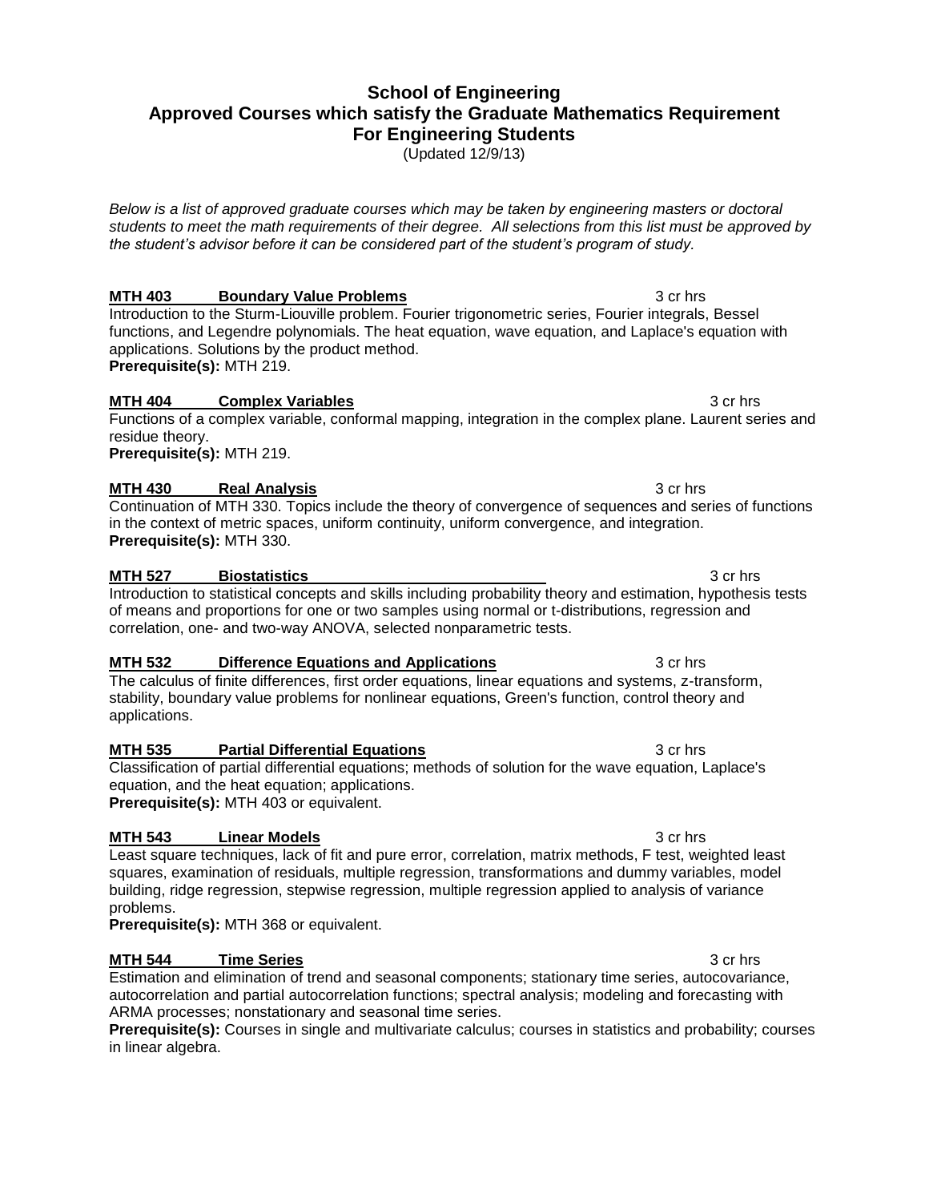# School of Engineering
# Approved Courses which satisfy the Graduate Mathematics Requirement
# For Engineering Students

(Updated 12/9/13)

*Below is a list of approved graduate courses which may be taken by engineering masters or doctoral students to meet the math requirements of their degree. All selections from this list must be approved by the student's advisor before it can be considered part of the student's program of study.*

**MTH 403 Boundary Value Problems** 3 cr hrs

Introduction to the Sturm-Liouville problem. Fourier trigonometric series, Fourier integrals, Bessel functions, and Legendre polynomials. The heat equation, wave equation, and Laplace's equation with applications. Solutions by the product method.

**Prerequisite(s):** MTH 219.

**MTH 404 Complex Variables** 3 cr hrs

Functions of a complex variable, conformal mapping, integration in the complex plane. Laurent series and residue theory.

**Prerequisite(s):** MTH 219.

**MTH 430 Real Analysis** 3 cr hrs

Continuation of MTH 330. Topics include the theory of convergence of sequences and series of functions in the context of metric spaces, uniform continuity, uniform convergence, and integration.

**Prerequisite(s):** MTH 330.

**MTH 527 Biostatistics** 3 cr hrs

Introduction to statistical concepts and skills including probability theory and estimation, hypothesis tests of means and proportions for one or two samples using normal or t-distributions, regression and correlation, one- and two-way ANOVA, selected nonparametric tests.

**MTH 532 Difference Equations and Applications** 3 cr hrs

The calculus of finite differences, first order equations, linear equations and systems, z-transform, stability, boundary value problems for nonlinear equations, Green's function, control theory and applications.

**MTH 535 Partial Differential Equations** 3 cr hrs

Classification of partial differential equations; methods of solution for the wave equation, Laplace's equation, and the heat equation; applications.

**Prerequisite(s):** MTH 403 or equivalent.

**MTH 543 Linear Models** 3 cr hrs

Least square techniques, lack of fit and pure error, correlation, matrix methods, F test, weighted least squares, examination of residuals, multiple regression, transformations and dummy variables, model building, ridge regression, stepwise regression, multiple regression applied to analysis of variance problems.

**Prerequisite(s):** MTH 368 or equivalent.

**MTH 544 Time Series** 3 cr hrs

Estimation and elimination of trend and seasonal components; stationary time series, autocovariance, autocorrelation and partial autocorrelation functions; spectral analysis; modeling and forecasting with ARMA processes; nonstationary and seasonal time series.

**Prerequisite(s):** Courses in single and multivariate calculus; courses in statistics and probability; courses in linear algebra.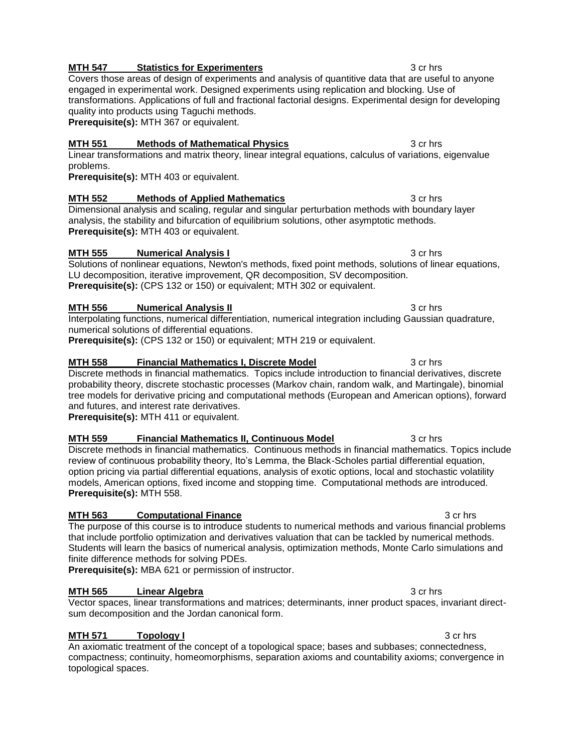**MTH 547 Statistics for Experimenters** 3 cr hrs

Covers those areas of design of experiments and analysis of quantitive data that are useful to anyone engaged in experimental work. Designed experiments using replication and blocking. Use of transformations. Applications of full and fractional factorial designs. Experimental design for developing quality into products using Taguchi methods.

**Prerequisite(s):** MTH 367 or equivalent.

**MTH 551 Methods of Mathematical Physics** 3 cr hrs

Linear transformations and matrix theory, linear integral equations, calculus of variations, eigenvalue problems.

**Prerequisite(s):** MTH 403 or equivalent.

**MTH 552 Methods of Applied Mathematics** 3 cr hrs

Dimensional analysis and scaling, regular and singular perturbation methods with boundary layer analysis, the stability and bifurcation of equilibrium solutions, other asymptotic methods.

**Prerequisite(s):** MTH 403 or equivalent.

**MTH 555 Numerical Analysis I** 3 cr hrs

Solutions of nonlinear equations, Newton's methods, fixed point methods, solutions of linear equations, LU decomposition, iterative improvement, QR decomposition, SV decomposition.

**Prerequisite(s):** (CPS 132 or 150) or equivalent; MTH 302 or equivalent.

**MTH 556 Numerical Analysis II** 3 cr hrs

Interpolating functions, numerical differentiation, numerical integration including Gaussian quadrature, numerical solutions of differential equations.

**Prerequisite(s):** (CPS 132 or 150) or equivalent; MTH 219 or equivalent.

**MTH 558 Financial Mathematics I, Discrete Model** 3 cr hrs

Discrete methods in financial mathematics. Topics include introduction to financial derivatives, discrete probability theory, discrete stochastic processes (Markov chain, random walk, and Martingale), binomial tree models for derivative pricing and computational methods (European and American options), forward and futures, and interest rate derivatives.

**Prerequisite(s):** MTH 411 or equivalent.

**MTH 559 Financial Mathematics II, Continuous Model** 3 cr hrs

Discrete methods in financial mathematics. Continuous methods in financial mathematics. Topics include review of continuous probability theory, Ito's Lemma, the Black-Scholes partial differential equation, option pricing via partial differential equations, analysis of exotic options, local and stochastic volatility models, American options, fixed income and stopping time. Computational methods are introduced.

**Prerequisite(s):** MTH 558.

**MTH 563 Computational Finance** 3 cr hrs

The purpose of this course is to introduce students to numerical methods and various financial problems that include portfolio optimization and derivatives valuation that can be tackled by numerical methods. Students will learn the basics of numerical analysis, optimization methods, Monte Carlo simulations and finite difference methods for solving PDEs.

**Prerequisite(s):** MBA 621 or permission of instructor.

**MTH 565 Linear Algebra** 3 cr hrs

Vector spaces, linear transformations and matrices; determinants, inner product spaces, invariant direct-sum decomposition and the Jordan canonical form.

**MTH 571 Topology I** 3 cr hrs

An axiomatic treatment of the concept of a topological space; bases and subbases; connectedness, compactness; continuity, homeomorphisms, separation axioms and countability axioms; convergence in topological spaces.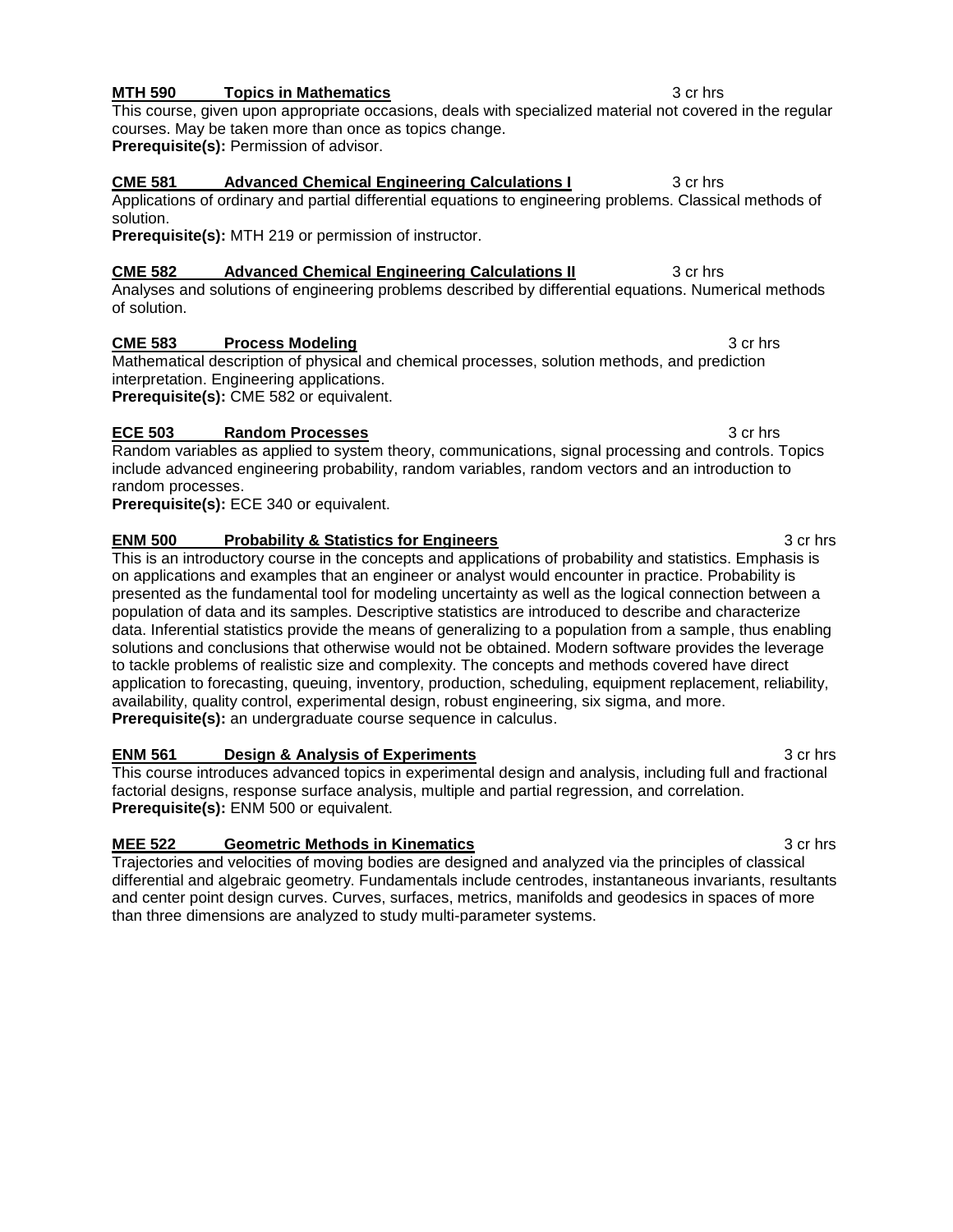**MTH 590 Topics in Mathematics** 3 cr hrs

This course, given upon appropriate occasions, deals with specialized material not covered in the regular courses. May be taken more than once as topics change.

**Prerequisite(s):** Permission of advisor.

**CME 581 Advanced Chemical Engineering Calculations I** 3 cr hrs

Applications of ordinary and partial differential equations to engineering problems. Classical methods of solution.

**Prerequisite(s):** MTH 219 or permission of instructor.

**CME 582 Advanced Chemical Engineering Calculations II** 3 cr hrs

Analyses and solutions of engineering problems described by differential equations. Numerical methods of solution.

**CME 583 Process Modeling** 3 cr hrs

Mathematical description of physical and chemical processes, solution methods, and prediction interpretation. Engineering applications.

**Prerequisite(s):** CME 582 or equivalent.

**ECE 503 Random Processes** 3 cr hrs

Random variables as applied to system theory, communications, signal processing and controls. Topics include advanced engineering probability, random variables, random vectors and an introduction to random processes.

**Prerequisite(s):** ECE 340 or equivalent.

**ENM 500 Probability & Statistics for Engineers** 3 cr hrs

This is an introductory course in the concepts and applications of probability and statistics. Emphasis is on applications and examples that an engineer or analyst would encounter in practice. Probability is presented as the fundamental tool for modeling uncertainty as well as the logical connection between a population of data and its samples. Descriptive statistics are introduced to describe and characterize data. Inferential statistics provide the means of generalizing to a population from a sample, thus enabling solutions and conclusions that otherwise would not be obtained. Modern software provides the leverage to tackle problems of realistic size and complexity. The concepts and methods covered have direct application to forecasting, queuing, inventory, production, scheduling, equipment replacement, reliability, availability, quality control, experimental design, robust engineering, six sigma, and more.

**Prerequisite(s):** an undergraduate course sequence in calculus.

**ENM 561 Design & Analysis of Experiments** 3 cr hrs

This course introduces advanced topics in experimental design and analysis, including full and fractional factorial designs, response surface analysis, multiple and partial regression, and correlation.

**Prerequisite(s):** ENM 500 or equivalent.

**MEE 522 Geometric Methods in Kinematics** 3 cr hrs

Trajectories and velocities of moving bodies are designed and analyzed via the principles of classical differential and algebraic geometry. Fundamentals include centrodes, instantaneous invariants, resultants and center point design curves. Curves, surfaces, metrics, manifolds and geodesics in spaces of more than three dimensions are analyzed to study multi-parameter systems.